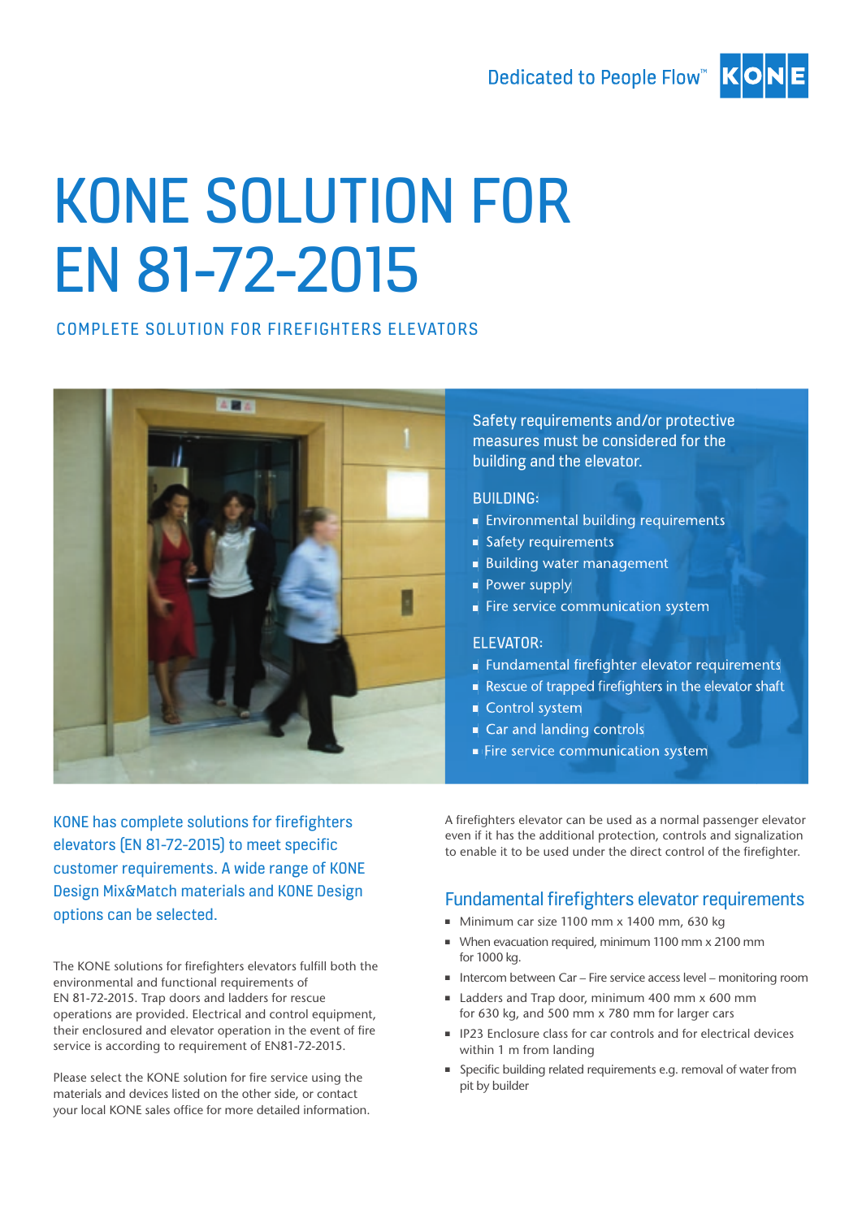Dedicated to People Flow™ KONE

# KONE SOLUTION FOR EN 81-72-2015

## COMPLETE SOLUTION FOR FIREFIGHTERS ELEVATORS

Safety requirements and/or protective measures must be considered for the building and the elevator.

BUILDING:

- Environmental building requirements
- Safety requirements
- Building water management
- Power supply
- Fire service communication system

ELEVATOR:

- Fundamental firefighter elevator requirements
- Rescue of trapped firefighters in the elevator shaft
- Control system
- Car and landing controls
- Fire service communication system

KONE has complete solutions for firefighters elevators (EN 81-72-2015) to meet specific customer requirements. A wide range of KONE Design Mix&Match materials and KONE Design options can be selected.

The KONE solutions for firefighters elevators fulfill both the environmental and functional requirements of EN 81-72-2015. Trap doors and ladders for rescue operations are provided. Electrical and control equipment, their enclosured and elevator operation in the event of fire service is according to requirement of EN81-72-2015.

Please select the KONE solution for fire service using the materials and devices listed on the other side, or contact your local KONE sales office for more detailed information.

A firefighters elevator can be used as a normal passenger elevator even if it has the additional protection, controls and signalization to enable it to be used under the direct control of the firefighter.

## Fundamental firefighters elevator requirements

- Minimum car size 1100 mm x 1400 mm, 630 kg
- When evacuation required, minimum 1100 mm x 2100 mm for 1000 kg.
- Intercom between Car – Fire service access level – monitoring room
- Ladders and Trap door, minimum 400 mm x 600 mm for 630 kg, and 500 mm x 780 mm for larger cars
- IP23 Enclosure class for car controls and for electrical devices within 1 m from landing
- Specific building related requirements e.g. removal of water from pit by builder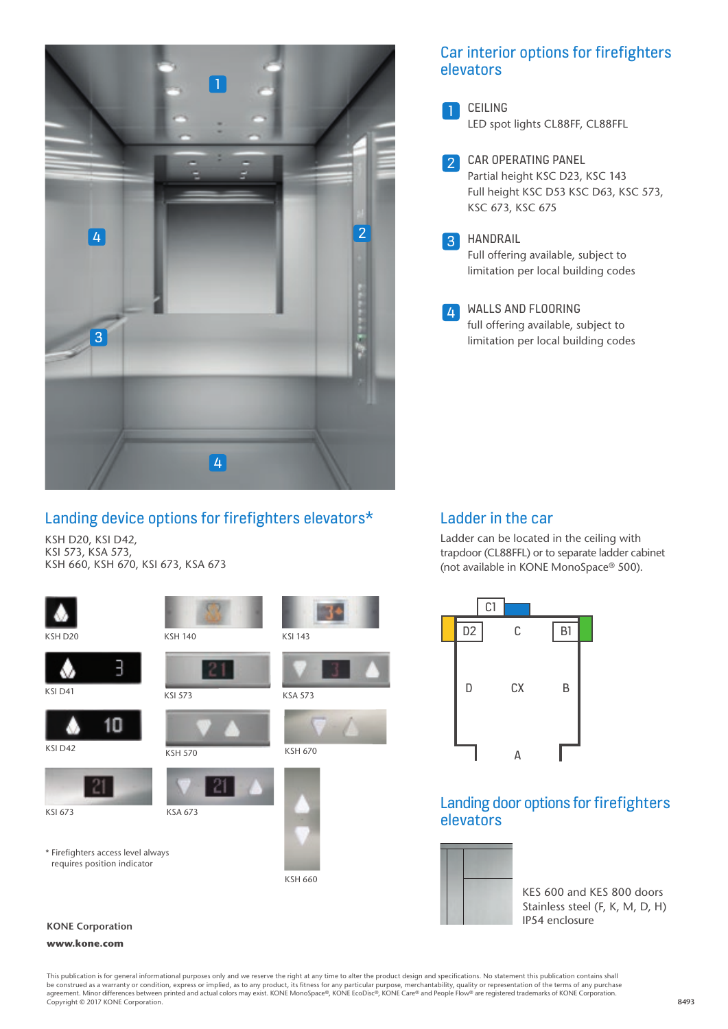## Car interior options for firefighters elevators

1 CEILING
LED spot lights CL88FF, CL88FFL

2 CAR OPERATING PANEL
Partial height KSC D23, KSC 143
Full height KSC D53 KSC D63, KSC 573, KSC 673, KSC 675

3 HANDRAIL
Full offering available, subject to limitation per local building codes

4 WALLS AND FLOORING
full offering available, subject to limitation per local building codes

## Landing device options for firefighters elevators*

KSH D20, KSI D42,
KSI 573, KSA 573,
KSH 660, KSH 670, KSI 673, KSA 673

KSH D20
KSH 140
KSI 143
KSI D41
KSI 573
KSA 573
KSI D42
KSH 570
KSH 670
KSI 673
KSA 673
KSH 660

\* Firefighters access level always requires position indicator

## Ladder in the car

Ladder can be located in the ceiling with trapdoor (CL88FFL) or to separate ladder cabinet (not available in KONE MonoSpace® 500).

C1
D2
C
B1
D
CX
B
A

## Landing door options for firefighters elevators

KES 600 and KES 800 doors
Stainless steel (F, K, M, D, H)
IP54 enclosure

**KONE Corporation**

**www.kone.com**

This publication is for general informational purposes only and we reserve the right at any time to alter the product design and specifications. No statement this publication contains shall be construed as a warranty or condition, express or implied, as to any product, its fitness for any particular purpose, merchantability, quality or representation of the terms of any purchase agreement. Minor differences between printed and actual colors may exist. KONE MonoSpace®, KONE EcoDisc®, KONE Care® and People Flow® are registered trademarks of KONE Corporation.
Copyright © 2017 KONE Corporation.

8493